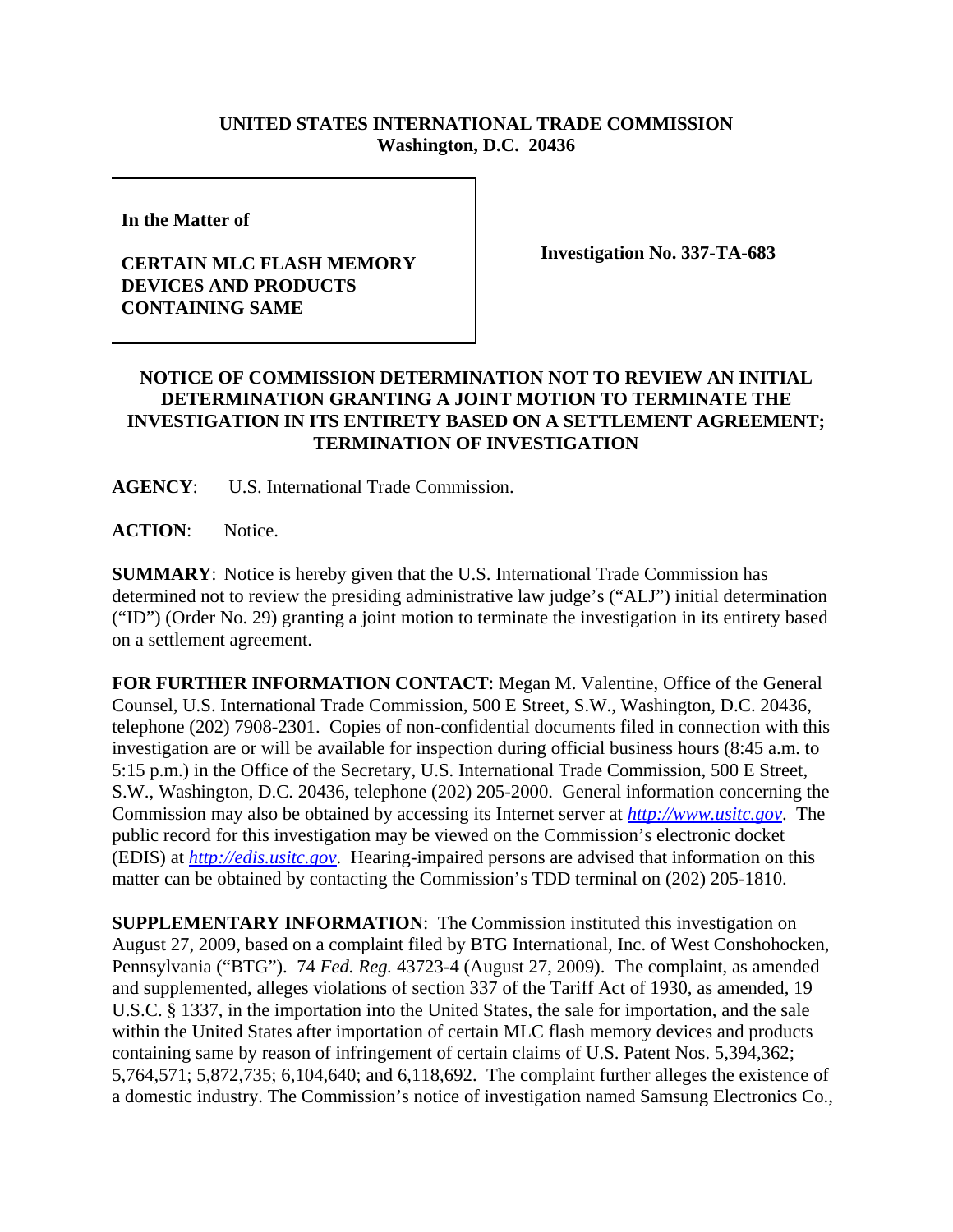**UNITED STATES INTERNATIONAL TRADE COMMISSION**
**Washington, D.C. 20436**

| **In the Matter of**<br><br>**CERTAIN MLC FLASH MEMORY DEVICES AND PRODUCTS CONTAINING SAME** | **Investigation No. 337-TA-683** |
|---|---|

**NOTICE OF COMMISSION DETERMINATION NOT TO REVIEW AN INITIAL DETERMINATION GRANTING A JOINT MOTION TO TERMINATE THE INVESTIGATION IN ITS ENTIRETY BASED ON A SETTLEMENT AGREEMENT; TERMINATION OF INVESTIGATION**

**AGENCY**: U.S. International Trade Commission.

**ACTION**: Notice.

**SUMMARY**: Notice is hereby given that the U.S. International Trade Commission has determined not to review the presiding administrative law judge's ("ALJ") initial determination ("ID") (Order No. 29) granting a joint motion to terminate the investigation in its entirety based on a settlement agreement.

**FOR FURTHER INFORMATION CONTACT**: Megan M. Valentine, Office of the General Counsel, U.S. International Trade Commission, 500 E Street, S.W., Washington, D.C. 20436, telephone (202) 7908-2301. Copies of non-confidential documents filed in connection with this investigation are or will be available for inspection during official business hours (8:45 a.m. to 5:15 p.m.) in the Office of the Secretary, U.S. International Trade Commission, 500 E Street, S.W., Washington, D.C. 20436, telephone (202) 205-2000. General information concerning the Commission may also be obtained by accessing its Internet server at *http://www.usitc.gov*. The public record for this investigation may be viewed on the Commission's electronic docket (EDIS) at *http://edis.usitc.gov*. Hearing-impaired persons are advised that information on this matter can be obtained by contacting the Commission's TDD terminal on (202) 205-1810.

**SUPPLEMENTARY INFORMATION**: The Commission instituted this investigation on August 27, 2009, based on a complaint filed by BTG International, Inc. of West Conshohocken, Pennsylvania ("BTG"). 74 *Fed. Reg.* 43723-4 (August 27, 2009). The complaint, as amended and supplemented, alleges violations of section 337 of the Tariff Act of 1930, as amended, 19 U.S.C. § 1337, in the importation into the United States, the sale for importation, and the sale within the United States after importation of certain MLC flash memory devices and products containing same by reason of infringement of certain claims of U.S. Patent Nos. 5,394,362; 5,764,571; 5,872,735; 6,104,640; and 6,118,692. The complaint further alleges the existence of a domestic industry. The Commission's notice of investigation named Samsung Electronics Co.,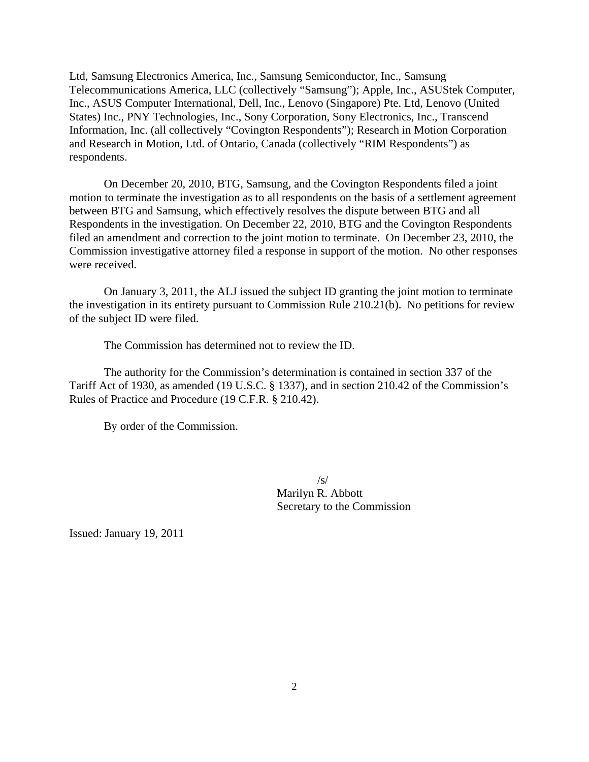Ltd, Samsung Electronics America, Inc., Samsung Semiconductor, Inc., Samsung Telecommunications America, LLC (collectively "Samsung"); Apple, Inc., ASUStek Computer, Inc., ASUS Computer International, Dell, Inc., Lenovo (Singapore) Pte. Ltd, Lenovo (United States) Inc., PNY Technologies, Inc., Sony Corporation, Sony Electronics, Inc., Transcend Information, Inc. (all collectively "Covington Respondents"); Research in Motion Corporation and Research in Motion, Ltd. of Ontario, Canada (collectively "RIM Respondents") as respondents.

On December 20, 2010, BTG, Samsung, and the Covington Respondents filed a joint motion to terminate the investigation as to all respondents on the basis of a settlement agreement between BTG and Samsung, which effectively resolves the dispute between BTG and all Respondents in the investigation. On December 22, 2010, BTG and the Covington Respondents filed an amendment and correction to the joint motion to terminate. On December 23, 2010, the Commission investigative attorney filed a response in support of the motion. No other responses were received.

On January 3, 2011, the ALJ issued the subject ID granting the joint motion to terminate the investigation in its entirety pursuant to Commission Rule 210.21(b). No petitions for review of the subject ID were filed.

The Commission has determined not to review the ID.

The authority for the Commission's determination is contained in section 337 of the Tariff Act of 1930, as amended (19 U.S.C. § 1337), and in section 210.42 of the Commission's Rules of Practice and Procedure (19 C.F.R. § 210.42).

By order of the Commission.

/s/
Marilyn R. Abbott
Secretary to the Commission

Issued: January 19, 2011